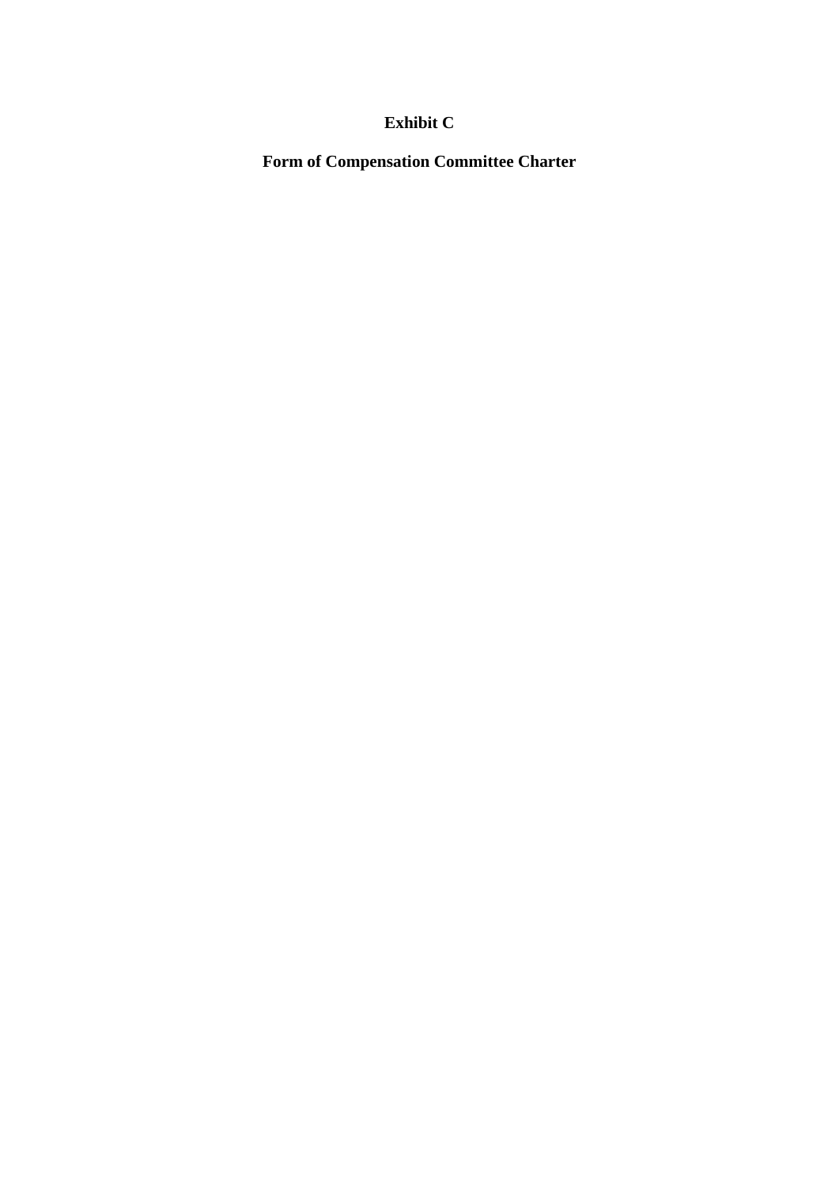# Exhibit C

## Form of Compensation Committee Charter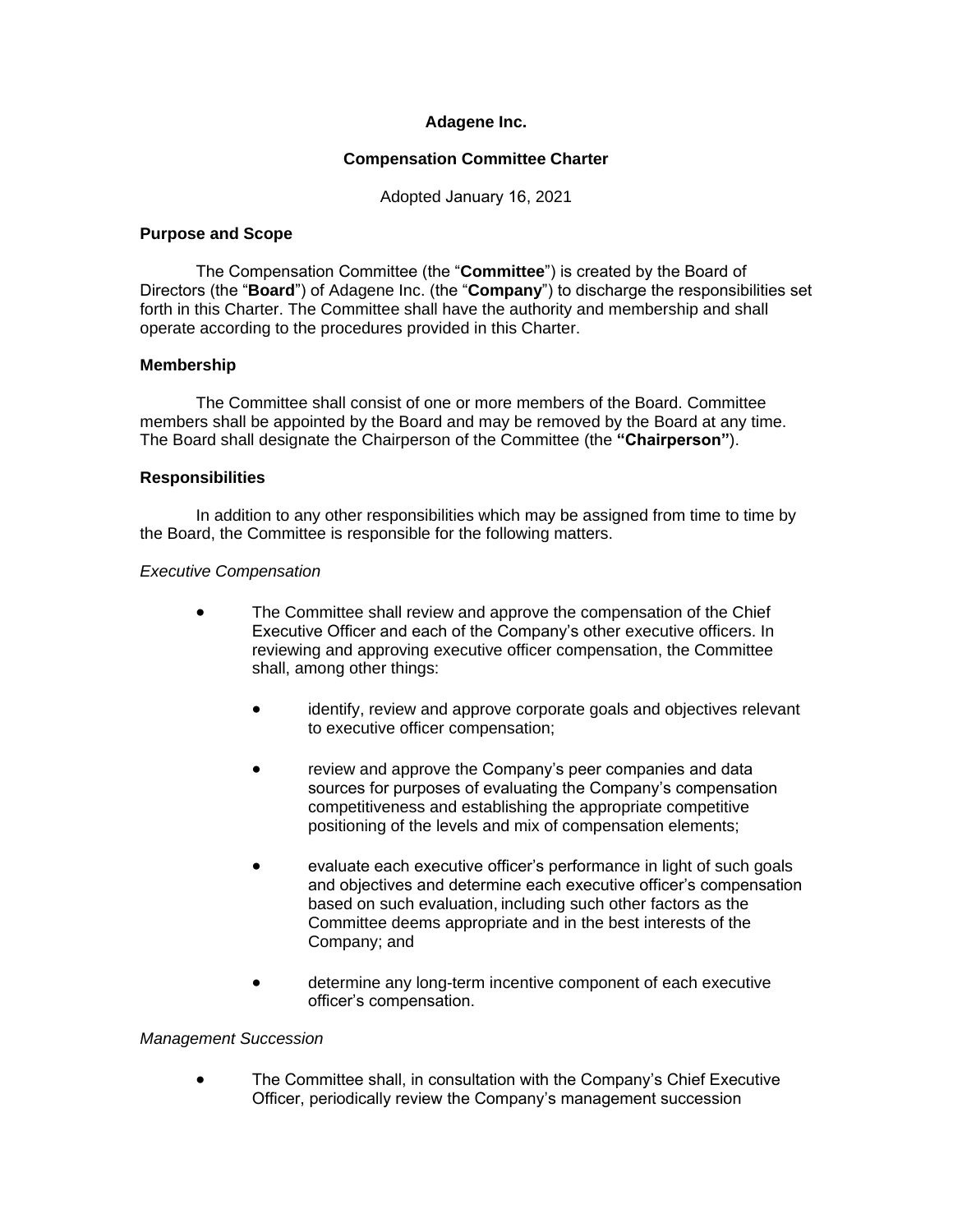**Adagene Inc.**

**Compensation Committee Charter**

Adopted January 16, 2021

**Purpose and Scope**

The Compensation Committee (the "**Committee**") is created by the Board of Directors (the "**Board**") of Adagene Inc. (the "**Company**") to discharge the responsibilities set forth in this Charter. The Committee shall have the authority and membership and shall operate according to the procedures provided in this Charter.

**Membership**

The Committee shall consist of one or more members of the Board. Committee members shall be appointed by the Board and may be removed by the Board at any time. The Board shall designate the Chairperson of the Committee (the **"Chairperson"**).

**Responsibilities**

In addition to any other responsibilities which may be assigned from time to time by the Board, the Committee is responsible for the following matters.

*Executive Compensation*

- The Committee shall review and approve the compensation of the Chief Executive Officer and each of the Company's other executive officers. In reviewing and approving executive officer compensation, the Committee shall, among other things:
    - identify, review and approve corporate goals and objectives relevant to executive officer compensation;
    - review and approve the Company's peer companies and data sources for purposes of evaluating the Company's compensation competitiveness and establishing the appropriate competitive positioning of the levels and mix of compensation elements;
    - evaluate each executive officer's performance in light of such goals and objectives and determine each executive officer's compensation based on such evaluation, including such other factors as the Committee deems appropriate and in the best interests of the Company; and
    - determine any long-term incentive component of each executive officer's compensation.

*Management Succession*

- The Committee shall, in consultation with the Company's Chief Executive Officer, periodically review the Company's management succession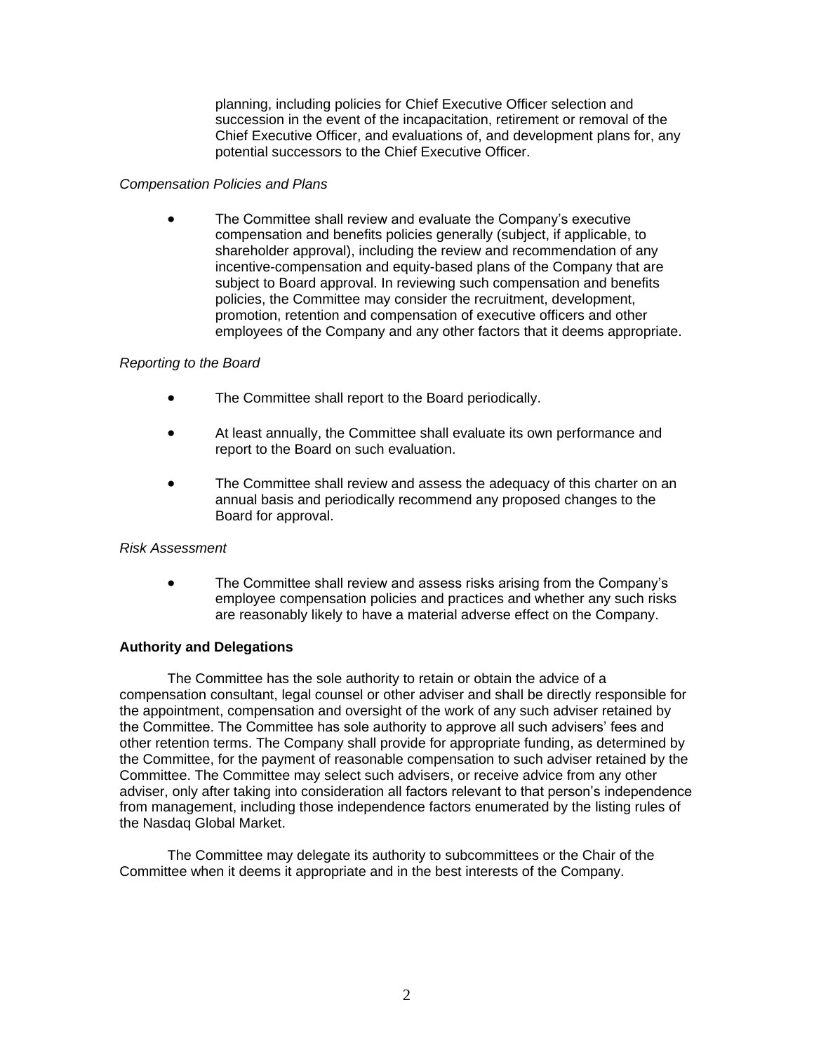planning, including policies for Chief Executive Officer selection and succession in the event of the incapacitation, retirement or removal of the Chief Executive Officer, and evaluations of, and development plans for, any potential successors to the Chief Executive Officer.

*Compensation Policies and Plans*

- The Committee shall review and evaluate the Company's executive compensation and benefits policies generally (subject, if applicable, to shareholder approval), including the review and recommendation of any incentive-compensation and equity-based plans of the Company that are subject to Board approval. In reviewing such compensation and benefits policies, the Committee may consider the recruitment, development, promotion, retention and compensation of executive officers and other employees of the Company and any other factors that it deems appropriate.

*Reporting to the Board*

- The Committee shall report to the Board periodically.
- At least annually, the Committee shall evaluate its own performance and report to the Board on such evaluation.
- The Committee shall review and assess the adequacy of this charter on an annual basis and periodically recommend any proposed changes to the Board for approval.

*Risk Assessment*

- The Committee shall review and assess risks arising from the Company's employee compensation policies and practices and whether any such risks are reasonably likely to have a material adverse effect on the Company.

**Authority and Delegations**

The Committee has the sole authority to retain or obtain the advice of a compensation consultant, legal counsel or other adviser and shall be directly responsible for the appointment, compensation and oversight of the work of any such adviser retained by the Committee. The Committee has sole authority to approve all such advisers' fees and other retention terms. The Company shall provide for appropriate funding, as determined by the Committee, for the payment of reasonable compensation to such adviser retained by the Committee. The Committee may select such advisers, or receive advice from any other adviser, only after taking into consideration all factors relevant to that person's independence from management, including those independence factors enumerated by the listing rules of the Nasdaq Global Market.

The Committee may delegate its authority to subcommittees or the Chair of the Committee when it deems it appropriate and in the best interests of the Company.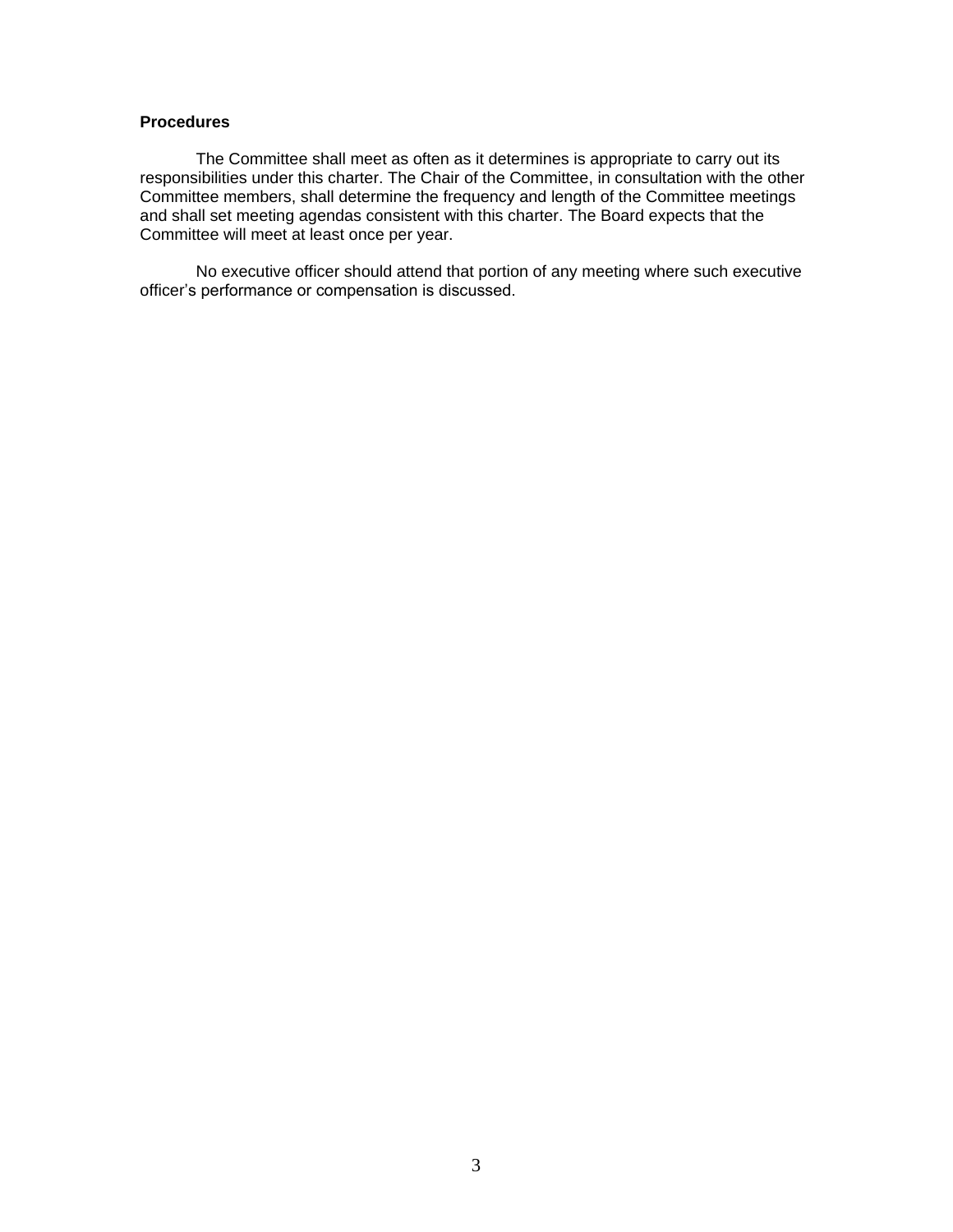**Procedures**

The Committee shall meet as often as it determines is appropriate to carry out its responsibilities under this charter. The Chair of the Committee, in consultation with the other Committee members, shall determine the frequency and length of the Committee meetings and shall set meeting agendas consistent with this charter. The Board expects that the Committee will meet at least once per year.

No executive officer should attend that portion of any meeting where such executive officer's performance or compensation is discussed.